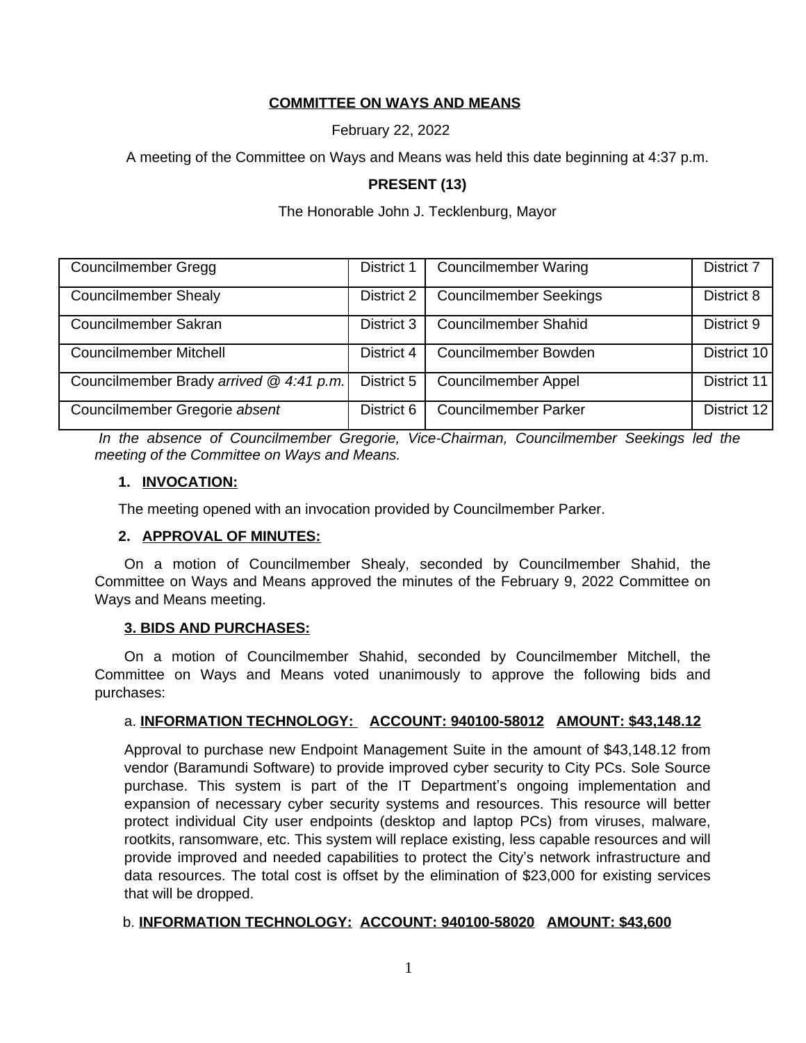**COMMITTEE ON WAYS AND MEANS**

February 22, 2022

A meeting of the Committee on Ways and Means was held this date beginning at 4:37 p.m.

**PRESENT (13)**

The Honorable John J. Tecklenburg, Mayor

| | | | |
|---|---|---|---|
| Councilmember Gregg | District 1 | Councilmember Waring | District 7 |
| Councilmember Shealy | District 2 | Councilmember Seekings | District 8 |
| Councilmember Sakran | District 3 | Councilmember Shahid | District 9 |
| Councilmember Mitchell | District 4 | Councilmember Bowden | District 10 |
| Councilmember Brady *arrived @ 4:41 p.m.* | District 5 | Councilmember Appel | District 11 |
| Councilmember Gregorie *absent* | District 6 | Councilmember Parker | District 12 |

*In the absence of Councilmember Gregorie, Vice-Chairman, Councilmember Seekings led the meeting of the Committee on Ways and Means.*

**1. INVOCATION:**

The meeting opened with an invocation provided by Councilmember Parker.

**2. APPROVAL OF MINUTES:**

On a motion of Councilmember Shealy, seconded by Councilmember Shahid, the Committee on Ways and Means approved the minutes of the February 9, 2022 Committee on Ways and Means meeting.

**3. BIDS AND PURCHASES:**

On a motion of Councilmember Shahid, seconded by Councilmember Mitchell, the Committee on Ways and Means voted unanimously to approve the following bids and purchases:

a. **INFORMATION TECHNOLOGY: ACCOUNT: 940100-58012 AMOUNT: $43,148.12**

Approval to purchase new Endpoint Management Suite in the amount of $43,148.12 from vendor (Baramundi Software) to provide improved cyber security to City PCs. Sole Source purchase. This system is part of the IT Department's ongoing implementation and expansion of necessary cyber security systems and resources. This resource will better protect individual City user endpoints (desktop and laptop PCs) from viruses, malware, rootkits, ransomware, etc. This system will replace existing, less capable resources and will provide improved and needed capabilities to protect the City's network infrastructure and data resources. The total cost is offset by the elimination of $23,000 for existing services that will be dropped.

b. **INFORMATION TECHNOLOGY: ACCOUNT: 940100-58020 AMOUNT: $43,600**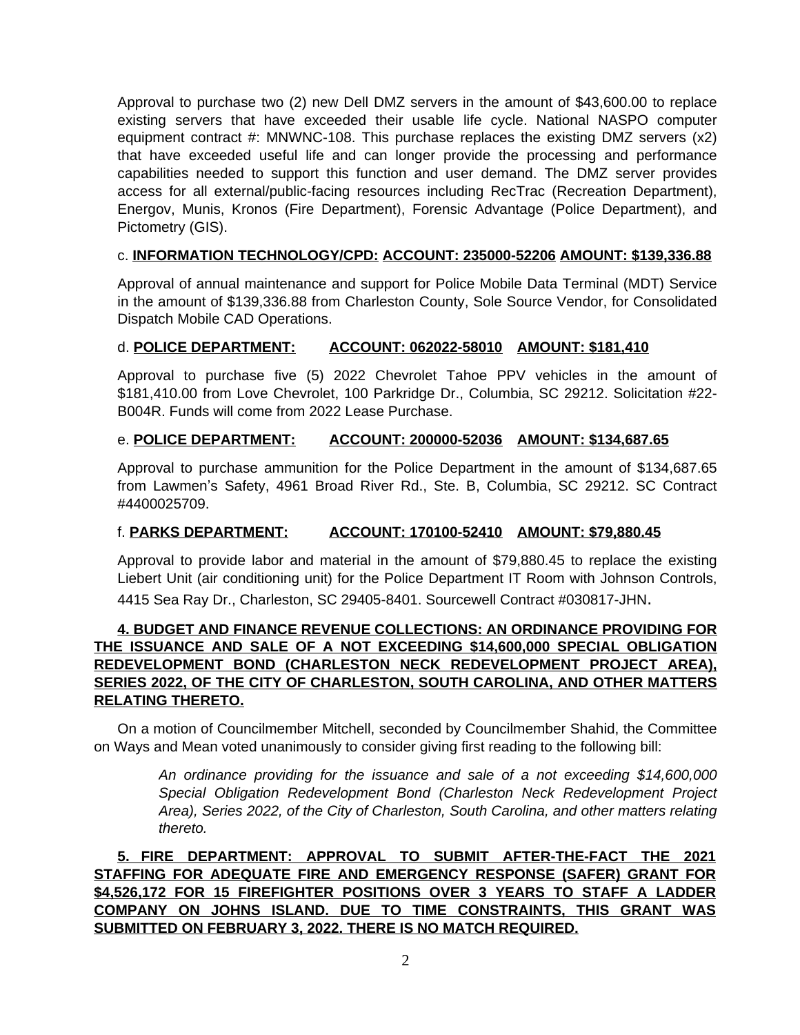Approval to purchase two (2) new Dell DMZ servers in the amount of $43,600.00 to replace existing servers that have exceeded their usable life cycle. National NASPO computer equipment contract #: MNWNC-108. This purchase replaces the existing DMZ servers (x2) that have exceeded useful life and can longer provide the processing and performance capabilities needed to support this function and user demand. The DMZ server provides access for all external/public-facing resources including RecTrac (Recreation Department), Energov, Munis, Kronos (Fire Department), Forensic Advantage (Police Department), and Pictometry (GIS).

c. **INFORMATION TECHNOLOGY/CPD: ACCOUNT: 235000-52206 AMOUNT: $139,336.88**

Approval of annual maintenance and support for Police Mobile Data Terminal (MDT) Service in the amount of $139,336.88 from Charleston County, Sole Source Vendor, for Consolidated Dispatch Mobile CAD Operations.

d. **POLICE DEPARTMENT: ACCOUNT: 062022-58010 AMOUNT: $181,410**

Approval to purchase five (5) 2022 Chevrolet Tahoe PPV vehicles in the amount of $181,410.00 from Love Chevrolet, 100 Parkridge Dr., Columbia, SC 29212. Solicitation #22-B004R. Funds will come from 2022 Lease Purchase.

e. **POLICE DEPARTMENT: ACCOUNT: 200000-52036 AMOUNT: $134,687.65**

Approval to purchase ammunition for the Police Department in the amount of $134,687.65 from Lawmen's Safety, 4961 Broad River Rd., Ste. B, Columbia, SC 29212. SC Contract #4400025709.

f. **PARKS DEPARTMENT: ACCOUNT: 170100-52410 AMOUNT: $79,880.45**

Approval to provide labor and material in the amount of $79,880.45 to replace the existing Liebert Unit (air conditioning unit) for the Police Department IT Room with Johnson Controls, 4415 Sea Ray Dr., Charleston, SC 29405-8401. Sourcewell Contract #030817-JHN.

**4. BUDGET AND FINANCE REVENUE COLLECTIONS: AN ORDINANCE PROVIDING FOR THE ISSUANCE AND SALE OF A NOT EXCEEDING $14,600,000 SPECIAL OBLIGATION REDEVELOPMENT BOND (CHARLESTON NECK REDEVELOPMENT PROJECT AREA), SERIES 2022, OF THE CITY OF CHARLESTON, SOUTH CAROLINA, AND OTHER MATTERS RELATING THERETO.**

On a motion of Councilmember Mitchell, seconded by Councilmember Shahid, the Committee on Ways and Mean voted unanimously to consider giving first reading to the following bill:

> *An ordinance providing for the issuance and sale of a not exceeding $14,600,000 Special Obligation Redevelopment Bond (Charleston Neck Redevelopment Project Area), Series 2022, of the City of Charleston, South Carolina, and other matters relating thereto.*

**5. FIRE DEPARTMENT: APPROVAL TO SUBMIT AFTER-THE-FACT THE 2021 STAFFING FOR ADEQUATE FIRE AND EMERGENCY RESPONSE (SAFER) GRANT FOR $4,526,172 FOR 15 FIREFIGHTER POSITIONS OVER 3 YEARS TO STAFF A LADDER COMPANY ON JOHNS ISLAND. DUE TO TIME CONSTRAINTS, THIS GRANT WAS SUBMITTED ON FEBRUARY 3, 2022. THERE IS NO MATCH REQUIRED.**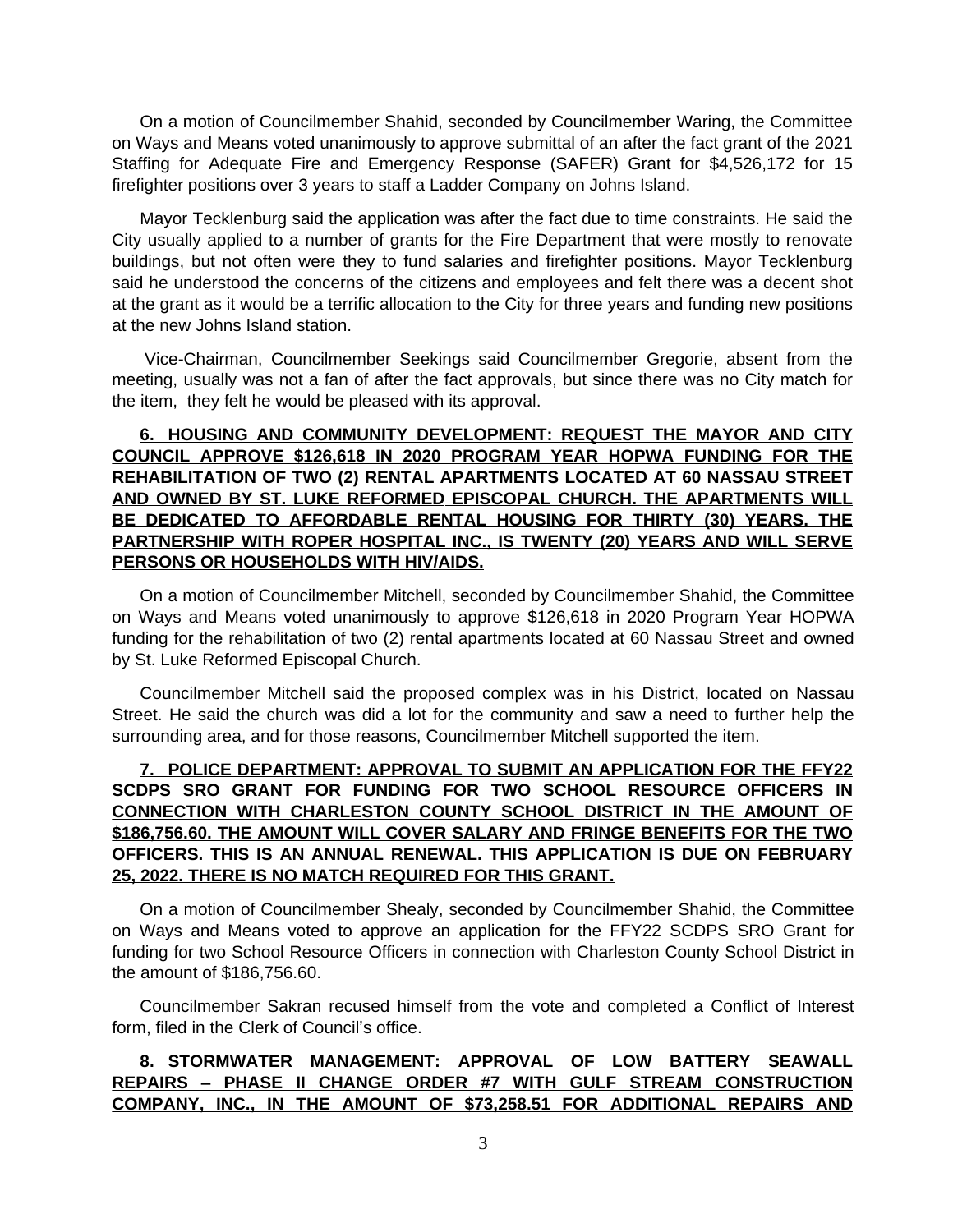On a motion of Councilmember Shahid, seconded by Councilmember Waring, the Committee on Ways and Means voted unanimously to approve submittal of an after the fact grant of the 2021 Staffing for Adequate Fire and Emergency Response (SAFER) Grant for $4,526,172 for 15 firefighter positions over 3 years to staff a Ladder Company on Johns Island.

Mayor Tecklenburg said the application was after the fact due to time constraints. He said the City usually applied to a number of grants for the Fire Department that were mostly to renovate buildings, but not often were they to fund salaries and firefighter positions. Mayor Tecklenburg said he understood the concerns of the citizens and employees and felt there was a decent shot at the grant as it would be a terrific allocation to the City for three years and funding new positions at the new Johns Island station.

Vice-Chairman, Councilmember Seekings said Councilmember Gregorie, absent from the meeting, usually was not a fan of after the fact approvals, but since there was no City match for the item, they felt he would be pleased with its approval.

**6. HOUSING AND COMMUNITY DEVELOPMENT: REQUEST THE MAYOR AND CITY COUNCIL APPROVE $126,618 IN 2020 PROGRAM YEAR HOPWA FUNDING FOR THE REHABILITATION OF TWO (2) RENTAL APARTMENTS LOCATED AT 60 NASSAU STREET AND OWNED BY ST. LUKE REFORMED EPISCOPAL CHURCH. THE APARTMENTS WILL BE DEDICATED TO AFFORDABLE RENTAL HOUSING FOR THIRTY (30) YEARS. THE PARTNERSHIP WITH ROPER HOSPITAL INC., IS TWENTY (20) YEARS AND WILL SERVE PERSONS OR HOUSEHOLDS WITH HIV/AIDS.**

On a motion of Councilmember Mitchell, seconded by Councilmember Shahid, the Committee on Ways and Means voted unanimously to approve $126,618 in 2020 Program Year HOPWA funding for the rehabilitation of two (2) rental apartments located at 60 Nassau Street and owned by St. Luke Reformed Episcopal Church.

Councilmember Mitchell said the proposed complex was in his District, located on Nassau Street. He said the church was did a lot for the community and saw a need to further help the surrounding area, and for those reasons, Councilmember Mitchell supported the item.

**7. POLICE DEPARTMENT: APPROVAL TO SUBMIT AN APPLICATION FOR THE FFY22 SCDPS SRO GRANT FOR FUNDING FOR TWO SCHOOL RESOURCE OFFICERS IN CONNECTION WITH CHARLESTON COUNTY SCHOOL DISTRICT IN THE AMOUNT OF $186,756.60. THE AMOUNT WILL COVER SALARY AND FRINGE BENEFITS FOR THE TWO OFFICERS. THIS IS AN ANNUAL RENEWAL. THIS APPLICATION IS DUE ON FEBRUARY 25, 2022. THERE IS NO MATCH REQUIRED FOR THIS GRANT.**

On a motion of Councilmember Shealy, seconded by Councilmember Shahid, the Committee on Ways and Means voted to approve an application for the FFY22 SCDPS SRO Grant for funding for two School Resource Officers in connection with Charleston County School District in the amount of $186,756.60.

Councilmember Sakran recused himself from the vote and completed a Conflict of Interest form, filed in the Clerk of Council's office.

**8. STORMWATER MANAGEMENT: APPROVAL OF LOW BATTERY SEAWALL REPAIRS – PHASE II CHANGE ORDER #7 WITH GULF STREAM CONSTRUCTION COMPANY, INC., IN THE AMOUNT OF $73,258.51 FOR ADDITIONAL REPAIRS AND**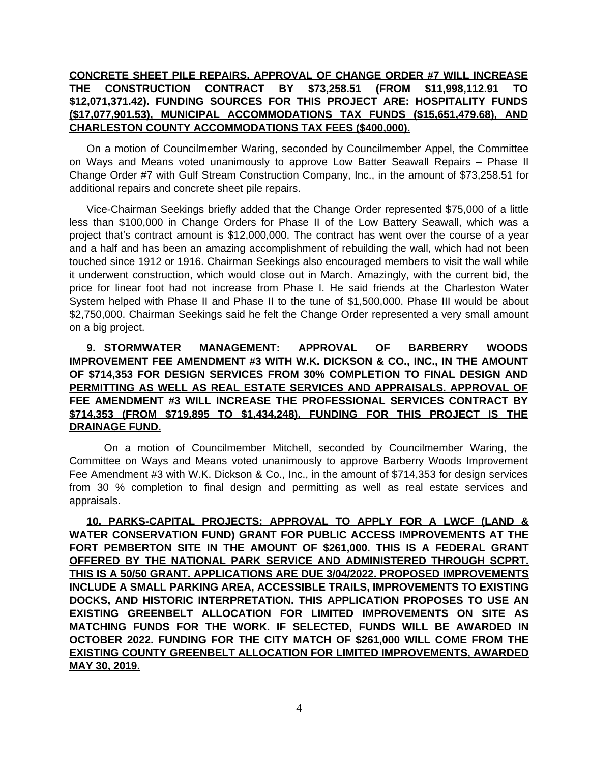**CONCRETE SHEET PILE REPAIRS. APPROVAL OF CHANGE ORDER #7 WILL INCREASE THE CONSTRUCTION CONTRACT BY $73,258.51 (FROM $11,998,112.91 TO $12,071,371.42). FUNDING SOURCES FOR THIS PROJECT ARE: HOSPITALITY FUNDS ($17,077,901.53), MUNICIPAL ACCOMMODATIONS TAX FUNDS ($15,651,479.68), AND CHARLESTON COUNTY ACCOMMODATIONS TAX FEES ($400,000).**

On a motion of Councilmember Waring, seconded by Councilmember Appel, the Committee on Ways and Means voted unanimously to approve Low Batter Seawall Repairs – Phase II Change Order #7 with Gulf Stream Construction Company, Inc., in the amount of $73,258.51 for additional repairs and concrete sheet pile repairs.

Vice-Chairman Seekings briefly added that the Change Order represented $75,000 of a little less than $100,000 in Change Orders for Phase II of the Low Battery Seawall, which was a project that's contract amount is $12,000,000. The contract has went over the course of a year and a half and has been an amazing accomplishment of rebuilding the wall, which had not been touched since 1912 or 1916. Chairman Seekings also encouraged members to visit the wall while it underwent construction, which would close out in March. Amazingly, with the current bid, the price for linear foot had not increase from Phase I. He said friends at the Charleston Water System helped with Phase II and Phase II to the tune of $1,500,000. Phase III would be about $2,750,000. Chairman Seekings said he felt the Change Order represented a very small amount on a big project.

**9. STORMWATER MANAGEMENT: APPROVAL OF BARBERRY WOODS IMPROVEMENT FEE AMENDMENT #3 WITH W.K. DICKSON & CO., INC., IN THE AMOUNT OF $714,353 FOR DESIGN SERVICES FROM 30% COMPLETION TO FINAL DESIGN AND PERMITTING AS WELL AS REAL ESTATE SERVICES AND APPRAISALS. APPROVAL OF FEE AMENDMENT #3 WILL INCREASE THE PROFESSIONAL SERVICES CONTRACT BY $714,353 (FROM $719,895 TO $1,434,248). FUNDING FOR THIS PROJECT IS THE DRAINAGE FUND.**

On a motion of Councilmember Mitchell, seconded by Councilmember Waring, the Committee on Ways and Means voted unanimously to approve Barberry Woods Improvement Fee Amendment #3 with W.K. Dickson & Co., Inc., in the amount of $714,353 for design services from 30 % completion to final design and permitting as well as real estate services and appraisals.

**10. PARKS-CAPITAL PROJECTS: APPROVAL TO APPLY FOR A LWCF (LAND & WATER CONSERVATION FUND) GRANT FOR PUBLIC ACCESS IMPROVEMENTS AT THE FORT PEMBERTON SITE IN THE AMOUNT OF $261,000. THIS IS A FEDERAL GRANT OFFERED BY THE NATIONAL PARK SERVICE AND ADMINISTERED THROUGH SCPRT. THIS IS A 50/50 GRANT. APPLICATIONS ARE DUE 3/04/2022. PROPOSED IMPROVEMENTS INCLUDE A SMALL PARKING AREA, ACCESSIBLE TRAILS, IMPROVEMENTS TO EXISTING DOCKS, AND HISTORIC INTERPRETATION. THIS APPLICATION PROPOSES TO USE AN EXISTING GREENBELT ALLOCATION FOR LIMITED IMPROVEMENTS ON SITE AS MATCHING FUNDS FOR THE WORK. IF SELECTED, FUNDS WILL BE AWARDED IN OCTOBER 2022. FUNDING FOR THE CITY MATCH OF $261,000 WILL COME FROM THE EXISTING COUNTY GREENBELT ALLOCATION FOR LIMITED IMPROVEMENTS, AWARDED MAY 30, 2019.**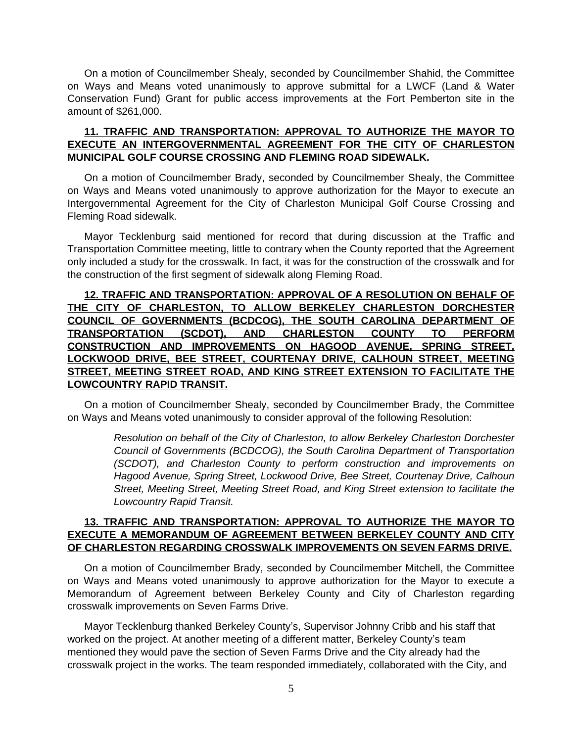On a motion of Councilmember Shealy, seconded by Councilmember Shahid, the Committee on Ways and Means voted unanimously to approve submittal for a LWCF (Land & Water Conservation Fund) Grant for public access improvements at the Fort Pemberton site in the amount of $261,000.

**11. TRAFFIC AND TRANSPORTATION: APPROVAL TO AUTHORIZE THE MAYOR TO EXECUTE AN INTERGOVERNMENTAL AGREEMENT FOR THE CITY OF CHARLESTON MUNICIPAL GOLF COURSE CROSSING AND FLEMING ROAD SIDEWALK.**

On a motion of Councilmember Brady, seconded by Councilmember Shealy, the Committee on Ways and Means voted unanimously to approve authorization for the Mayor to execute an Intergovernmental Agreement for the City of Charleston Municipal Golf Course Crossing and Fleming Road sidewalk.

Mayor Tecklenburg said mentioned for record that during discussion at the Traffic and Transportation Committee meeting, little to contrary when the County reported that the Agreement only included a study for the crosswalk. In fact, it was for the construction of the crosswalk and for the construction of the first segment of sidewalk along Fleming Road.

**12. TRAFFIC AND TRANSPORTATION: APPROVAL OF A RESOLUTION ON BEHALF OF THE CITY OF CHARLESTON, TO ALLOW BERKELEY CHARLESTON DORCHESTER COUNCIL OF GOVERNMENTS (BCDCOG), THE SOUTH CAROLINA DEPARTMENT OF TRANSPORTATION (SCDOT), AND CHARLESTON COUNTY TO PERFORM CONSTRUCTION AND IMPROVEMENTS ON HAGOOD AVENUE, SPRING STREET, LOCKWOOD DRIVE, BEE STREET, COURTENAY DRIVE, CALHOUN STREET, MEETING STREET, MEETING STREET ROAD, AND KING STREET EXTENSION TO FACILITATE THE LOWCOUNTRY RAPID TRANSIT.**

On a motion of Councilmember Shealy, seconded by Councilmember Brady, the Committee on Ways and Means voted unanimously to consider approval of the following Resolution:

> *Resolution on behalf of the City of Charleston, to allow Berkeley Charleston Dorchester Council of Governments (BCDCOG), the South Carolina Department of Transportation (SCDOT), and Charleston County to perform construction and improvements on Hagood Avenue, Spring Street, Lockwood Drive, Bee Street, Courtenay Drive, Calhoun Street, Meeting Street, Meeting Street Road, and King Street extension to facilitate the Lowcountry Rapid Transit.*

**13. TRAFFIC AND TRANSPORTATION: APPROVAL TO AUTHORIZE THE MAYOR TO EXECUTE A MEMORANDUM OF AGREEMENT BETWEEN BERKELEY COUNTY AND CITY OF CHARLESTON REGARDING CROSSWALK IMPROVEMENTS ON SEVEN FARMS DRIVE.**

On a motion of Councilmember Brady, seconded by Councilmember Mitchell, the Committee on Ways and Means voted unanimously to approve authorization for the Mayor to execute a Memorandum of Agreement between Berkeley County and City of Charleston regarding crosswalk improvements on Seven Farms Drive.

Mayor Tecklenburg thanked Berkeley County's, Supervisor Johnny Cribb and his staff that worked on the project. At another meeting of a different matter, Berkeley County's team mentioned they would pave the section of Seven Farms Drive and the City already had the crosswalk project in the works. The team responded immediately, collaborated with the City, and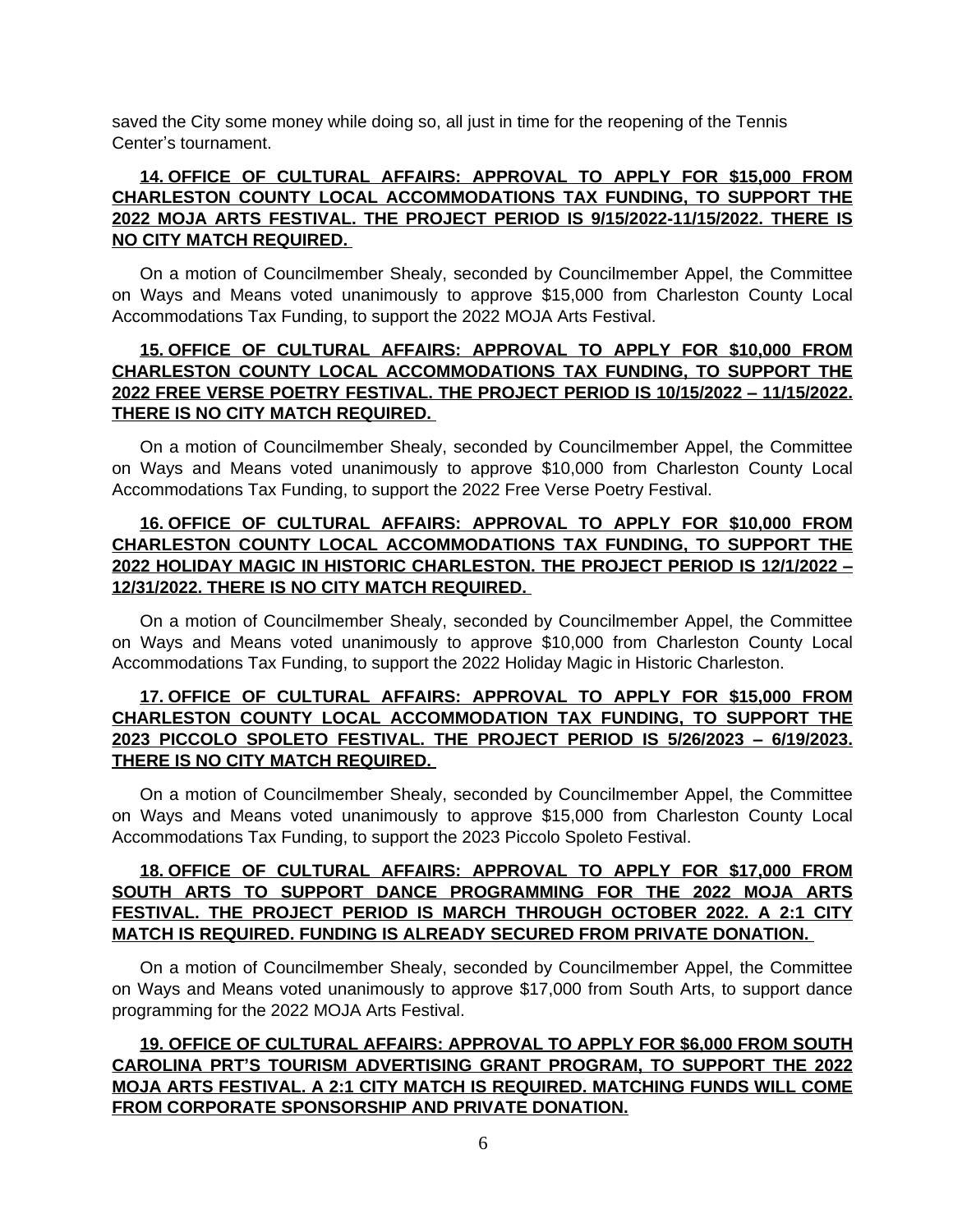saved the City some money while doing so, all just in time for the reopening of the Tennis Center's tournament.

**14. OFFICE OF CULTURAL AFFAIRS: APPROVAL TO APPLY FOR $15,000 FROM CHARLESTON COUNTY LOCAL ACCOMMODATIONS TAX FUNDING, TO SUPPORT THE 2022 MOJA ARTS FESTIVAL. THE PROJECT PERIOD IS 9/15/2022-11/15/2022. THERE IS NO CITY MATCH REQUIRED.**

On a motion of Councilmember Shealy, seconded by Councilmember Appel, the Committee on Ways and Means voted unanimously to approve $15,000 from Charleston County Local Accommodations Tax Funding, to support the 2022 MOJA Arts Festival.

**15. OFFICE OF CULTURAL AFFAIRS: APPROVAL TO APPLY FOR $10,000 FROM CHARLESTON COUNTY LOCAL ACCOMMODATIONS TAX FUNDING, TO SUPPORT THE 2022 FREE VERSE POETRY FESTIVAL. THE PROJECT PERIOD IS 10/15/2022 – 11/15/2022. THERE IS NO CITY MATCH REQUIRED.**

On a motion of Councilmember Shealy, seconded by Councilmember Appel, the Committee on Ways and Means voted unanimously to approve $10,000 from Charleston County Local Accommodations Tax Funding, to support the 2022 Free Verse Poetry Festival.

**16. OFFICE OF CULTURAL AFFAIRS: APPROVAL TO APPLY FOR $10,000 FROM CHARLESTON COUNTY LOCAL ACCOMMODATIONS TAX FUNDING, TO SUPPORT THE 2022 HOLIDAY MAGIC IN HISTORIC CHARLESTON. THE PROJECT PERIOD IS 12/1/2022 – 12/31/2022. THERE IS NO CITY MATCH REQUIRED.**

On a motion of Councilmember Shealy, seconded by Councilmember Appel, the Committee on Ways and Means voted unanimously to approve $10,000 from Charleston County Local Accommodations Tax Funding, to support the 2022 Holiday Magic in Historic Charleston.

**17. OFFICE OF CULTURAL AFFAIRS: APPROVAL TO APPLY FOR $15,000 FROM CHARLESTON COUNTY LOCAL ACCOMMODATION TAX FUNDING, TO SUPPORT THE 2023 PICCOLO SPOLETO FESTIVAL. THE PROJECT PERIOD IS 5/26/2023 – 6/19/2023. THERE IS NO CITY MATCH REQUIRED.**

On a motion of Councilmember Shealy, seconded by Councilmember Appel, the Committee on Ways and Means voted unanimously to approve $15,000 from Charleston County Local Accommodations Tax Funding, to support the 2023 Piccolo Spoleto Festival.

**18. OFFICE OF CULTURAL AFFAIRS: APPROVAL TO APPLY FOR $17,000 FROM SOUTH ARTS TO SUPPORT DANCE PROGRAMMING FOR THE 2022 MOJA ARTS FESTIVAL. THE PROJECT PERIOD IS MARCH THROUGH OCTOBER 2022. A 2:1 CITY MATCH IS REQUIRED. FUNDING IS ALREADY SECURED FROM PRIVATE DONATION.**

On a motion of Councilmember Shealy, seconded by Councilmember Appel, the Committee on Ways and Means voted unanimously to approve $17,000 from South Arts, to support dance programming for the 2022 MOJA Arts Festival.

**19. OFFICE OF CULTURAL AFFAIRS: APPROVAL TO APPLY FOR $6,000 FROM SOUTH CAROLINA PRT'S TOURISM ADVERTISING GRANT PROGRAM, TO SUPPORT THE 2022 MOJA ARTS FESTIVAL. A 2:1 CITY MATCH IS REQUIRED. MATCHING FUNDS WILL COME FROM CORPORATE SPONSORSHIP AND PRIVATE DONATION.**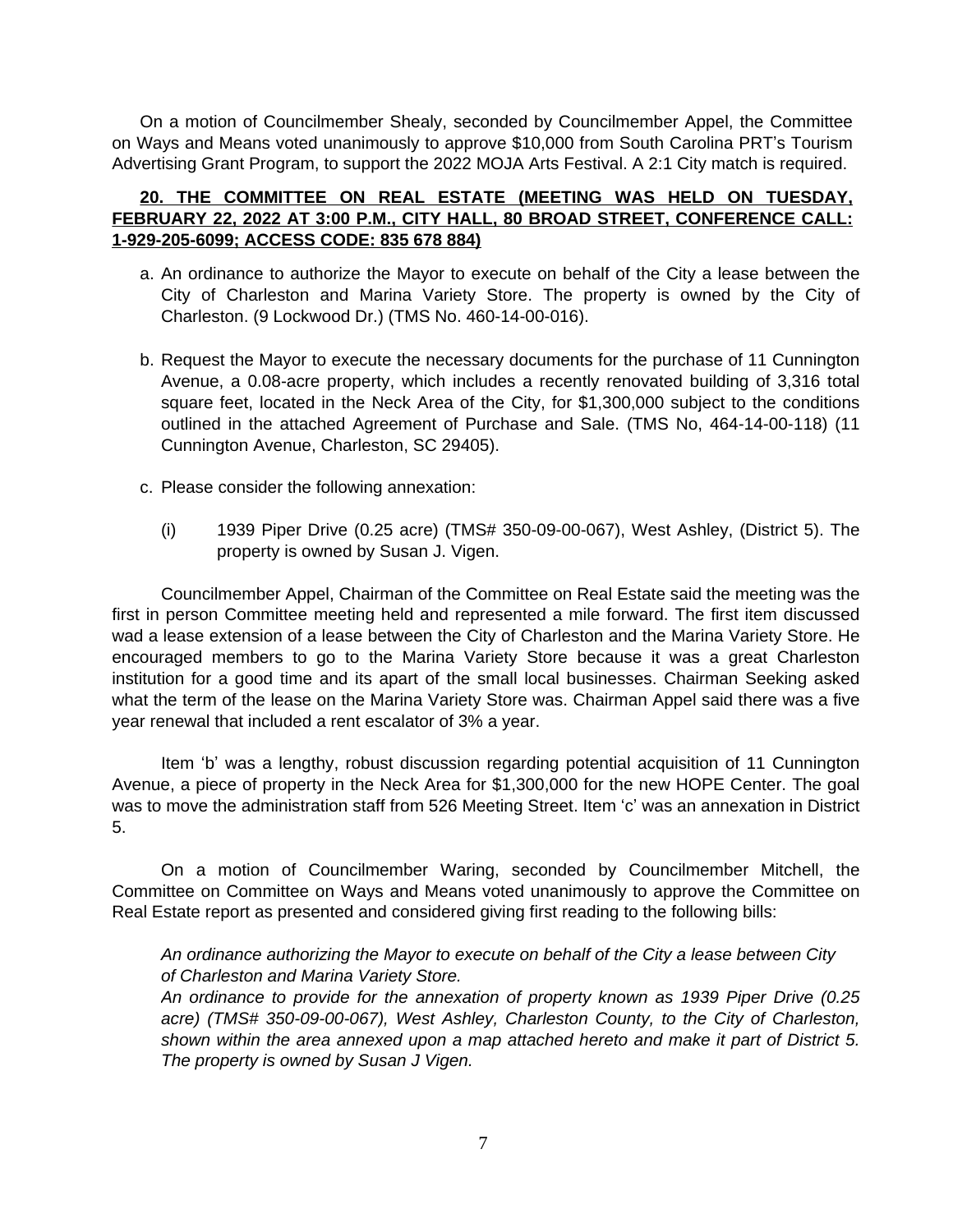On a motion of Councilmember Shealy, seconded by Councilmember Appel, the Committee on Ways and Means voted unanimously to approve $10,000 from South Carolina PRT's Tourism Advertising Grant Program, to support the 2022 MOJA Arts Festival. A 2:1 City match is required.

**20. THE COMMITTEE ON REAL ESTATE (MEETING WAS HELD ON TUESDAY, FEBRUARY 22, 2022 AT 3:00 P.M., CITY HALL, 80 BROAD STREET, CONFERENCE CALL: 1-929-205-6099; ACCESS CODE: 835 678 884)**

a. An ordinance to authorize the Mayor to execute on behalf of the City a lease between the City of Charleston and Marina Variety Store. The property is owned by the City of Charleston. (9 Lockwood Dr.) (TMS No. 460-14-00-016).

b. Request the Mayor to execute the necessary documents for the purchase of 11 Cunnington Avenue, a 0.08-acre property, which includes a recently renovated building of 3,316 total square feet, located in the Neck Area of the City, for $1,300,000 subject to the conditions outlined in the attached Agreement of Purchase and Sale. (TMS No, 464-14-00-118) (11 Cunnington Avenue, Charleston, SC 29405).

c. Please consider the following annexation:

   (i) 1939 Piper Drive (0.25 acre) (TMS# 350-09-00-067), West Ashley, (District 5). The property is owned by Susan J. Vigen.

Councilmember Appel, Chairman of the Committee on Real Estate said the meeting was the first in person Committee meeting held and represented a mile forward. The first item discussed wad a lease extension of a lease between the City of Charleston and the Marina Variety Store. He encouraged members to go to the Marina Variety Store because it was a great Charleston institution for a good time and its apart of the small local businesses. Chairman Seeking asked what the term of the lease on the Marina Variety Store was. Chairman Appel said there was a five year renewal that included a rent escalator of 3% a year.

Item 'b' was a lengthy, robust discussion regarding potential acquisition of 11 Cunnington Avenue, a piece of property in the Neck Area for $1,300,000 for the new HOPE Center. The goal was to move the administration staff from 526 Meeting Street. Item 'c' was an annexation in District 5.

On a motion of Councilmember Waring, seconded by Councilmember Mitchell, the Committee on Committee on Ways and Means voted unanimously to approve the Committee on Real Estate report as presented and considered giving first reading to the following bills:

*An ordinance authorizing the Mayor to execute on behalf of the City a lease between City of Charleston and Marina Variety Store.*

*An ordinance to provide for the annexation of property known as 1939 Piper Drive (0.25 acre) (TMS# 350-09-00-067), West Ashley, Charleston County, to the City of Charleston, shown within the area annexed upon a map attached hereto and make it part of District 5. The property is owned by Susan J Vigen.*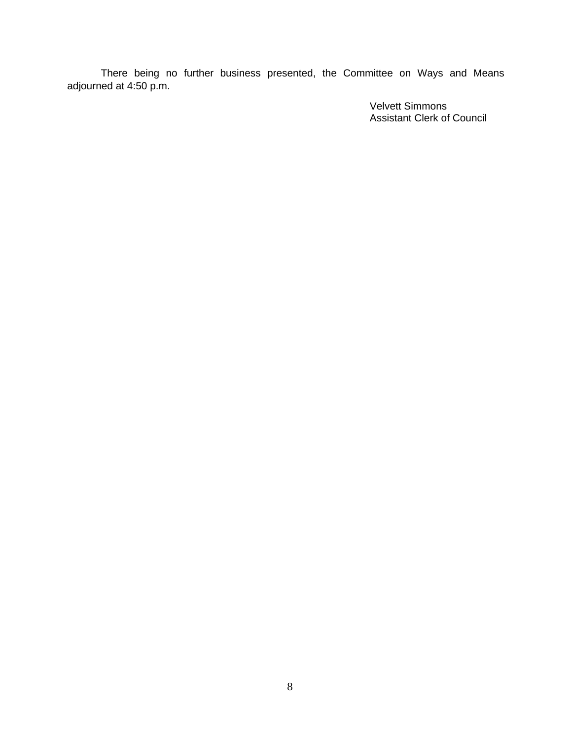There being no further business presented, the Committee on Ways and Means adjourned at 4:50 p.m.

Velvett Simmons  
Assistant Clerk of Council